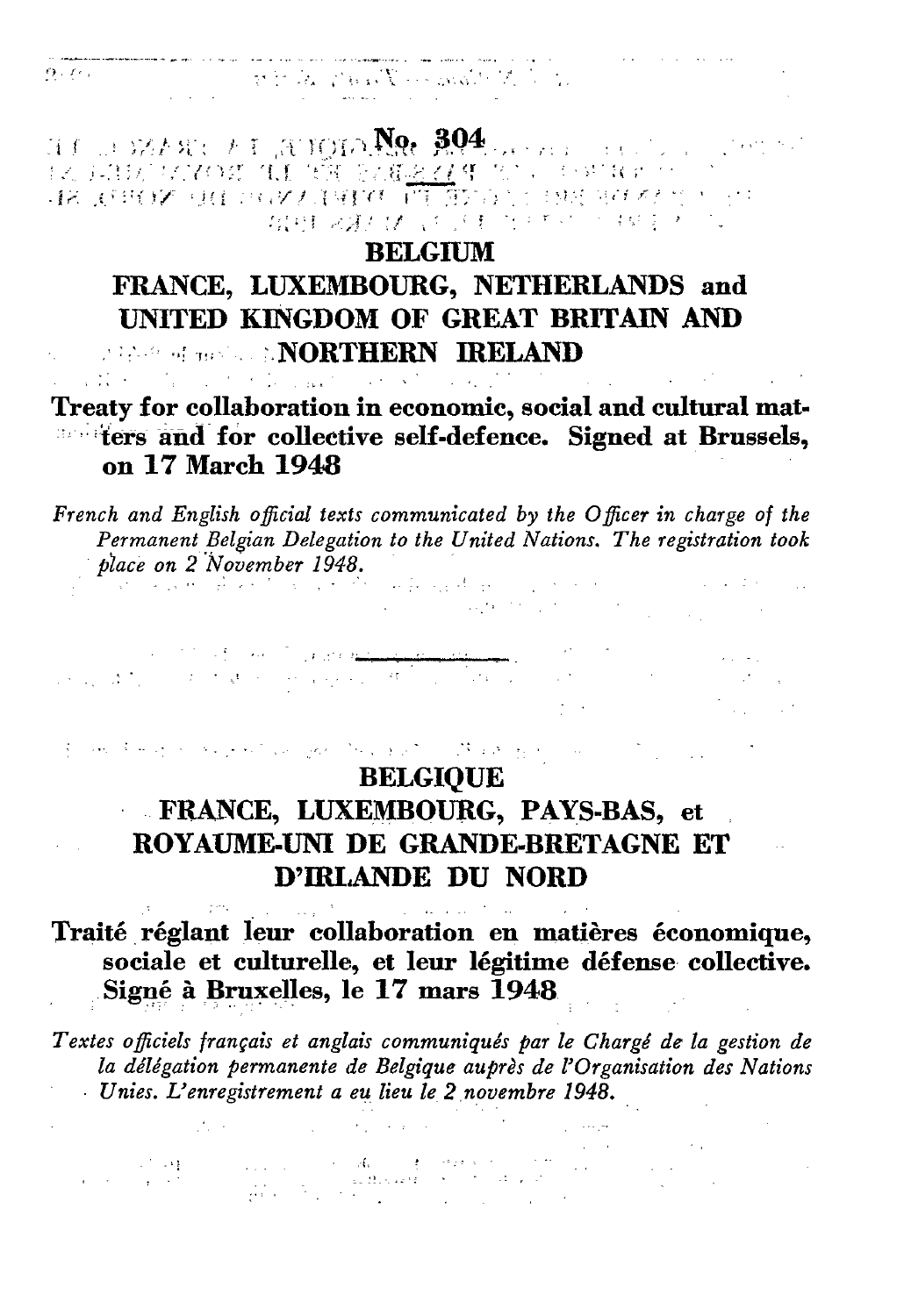# No. 304

## BELGIUM
## FRANCE, LUXEMBOURG, NETHERLANDS and UNITED KINGDOM OF GREAT BRITAIN AND NORTHERN IRELAND

**Treaty for collaboration in economic, social and cultural matters and for collective self-defence. Signed at Brussels, on 17 March 1948**

*French and English official texts communicated by the Officer in charge of the Permanent Belgian Delegation to the United Nations. The registration took place on 2 November 1948.*

---

## BELGIQUE
## FRANCE, LUXEMBOURG, PAYS-BAS, et ROYAUME-UNI DE GRANDE-BRETAGNE ET D'IRLANDE DU NORD

**Traité réglant leur collaboration en matières économique, sociale et culturelle, et leur légitime défense collective. Signé à Bruxelles, le 17 mars 1948**

*Textes officiels français et anglais communiqués par le Chargé de la gestion de la délégation permanente de Belgique auprès de l'Organisation des Nations Unies. L'enregistrement a eu lieu le 2 novembre 1948.*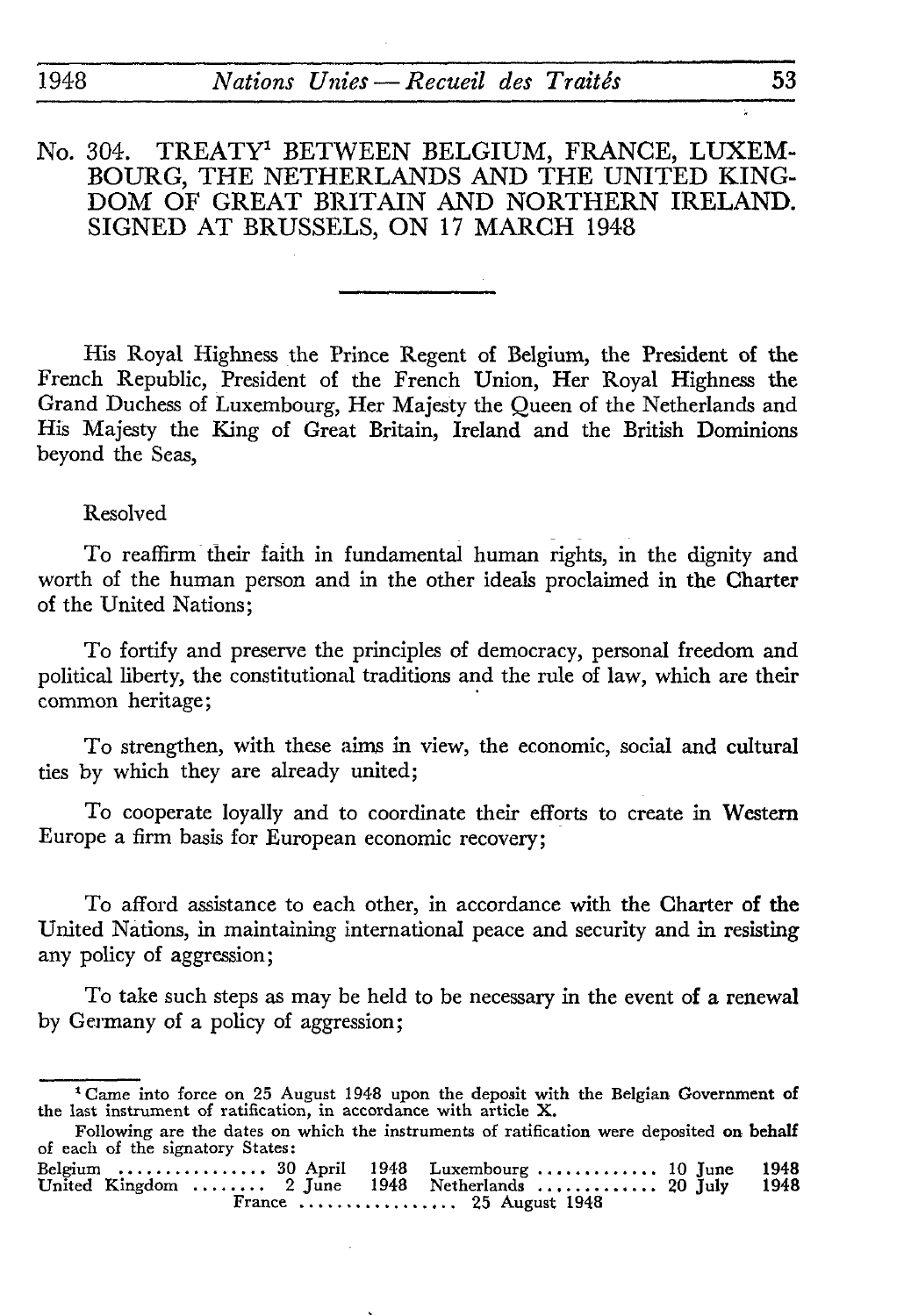# No. 304. TREATY[1] BETWEEN BELGIUM, FRANCE, LUXEMBOURG, THE NETHERLANDS AND THE UNITED KINGDOM OF GREAT BRITAIN AND NORTHERN IRELAND. SIGNED AT BRUSSELS, ON 17 MARCH 1948

His Royal Highness the Prince Regent of Belgium, the President of the French Republic, President of the French Union, Her Royal Highness the Grand Duchess of Luxembourg, Her Majesty the Queen of the Netherlands and His Majesty the King of Great Britain, Ireland and the British Dominions beyond the Seas,

Resolved

To reaffirm their faith in fundamental human rights, in the dignity and worth of the human person and in the other ideals proclaimed in the Charter of the United Nations;

To fortify and preserve the principles of democracy, personal freedom and political liberty, the constitutional traditions and the rule of law, which are their common heritage;

To strengthen, with these aims in view, the economic, social and cultural ties by which they are already united;

To cooperate loyally and to coordinate their efforts to create in Western Europe a firm basis for European economic recovery;

To afford assistance to each other, in accordance with the Charter of the United Nations, in maintaining international peace and security and in resisting any policy of aggression;

To take such steps as may be held to be necessary in the event of a renewal by Germany of a policy of aggression;

---

[1] Came into force on 25 August 1948 upon the deposit with the Belgian Government of the last instrument of ratification, in accordance with article X.

Following are the dates on which the instruments of ratification were deposited on behalf of each of the signatory States:

| | | | |
|---|---|---|---|
| Belgium | 30 April 1948 | Luxembourg | 10 June 1948 |
| United Kingdom | 2 June 1948 | Netherlands | 20 July 1948 |
| France | 25 August 1948 | | |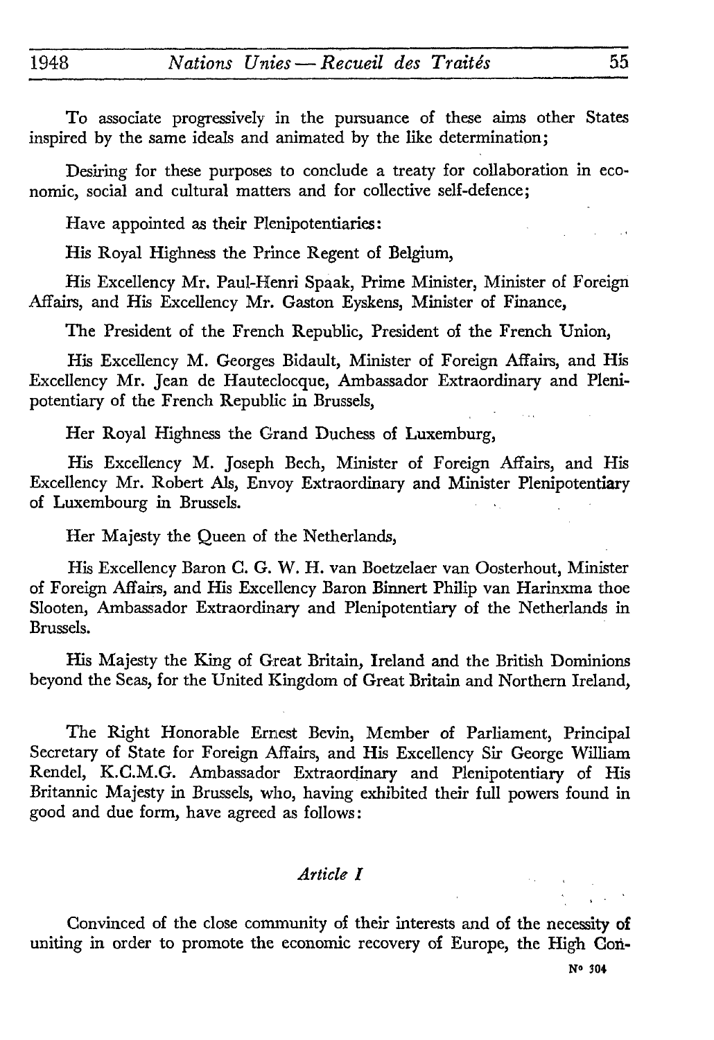To associate progressively in the pursuance of these aims other States inspired by the same ideals and animated by the like determination;

Desiring for these purposes to conclude a treaty for collaboration in economic, social and cultural matters and for collective self-defence;

Have appointed as their Plenipotentiaries:

His Royal Highness the Prince Regent of Belgium,

His Excellency Mr. Paul-Henri Spaak, Prime Minister, Minister of Foreign Affairs, and His Excellency Mr. Gaston Eyskens, Minister of Finance,

The President of the French Republic, President of the French Union,

His Excellency M. Georges Bidault, Minister of Foreign Affairs, and His Excellency Mr. Jean de Hauteclocque, Ambassador Extraordinary and Plenipotentiary of the French Republic in Brussels,

Her Royal Highness the Grand Duchess of Luxemburg,

His Excellency M. Joseph Bech, Minister of Foreign Affairs, and His Excellency Mr. Robert Als, Envoy Extraordinary and Minister Plenipotentiary of Luxembourg in Brussels.

Her Majesty the Queen of the Netherlands,

His Excellency Baron C. G. W. H. van Boetzelaer van Oosterhout, Minister of Foreign Affairs, and His Excellency Baron Binnert Philip van Harinxma thoe Slooten, Ambassador Extraordinary and Plenipotentiary of the Netherlands in Brussels.

His Majesty the King of Great Britain, Ireland and the British Dominions beyond the Seas, for the United Kingdom of Great Britain and Northern Ireland,

The Right Honorable Ernest Bevin, Member of Parliament, Principal Secretary of State for Foreign Affairs, and His Excellency Sir George William Rendel, K.C.M.G. Ambassador Extraordinary and Plenipotentiary of His Britannic Majesty in Brussels, who, having exhibited their full powers found in good and due form, have agreed as follows:

*Article I*

Convinced of the close community of their interests and of the necessity of uniting in order to promote the economic recovery of Europe, the High Con-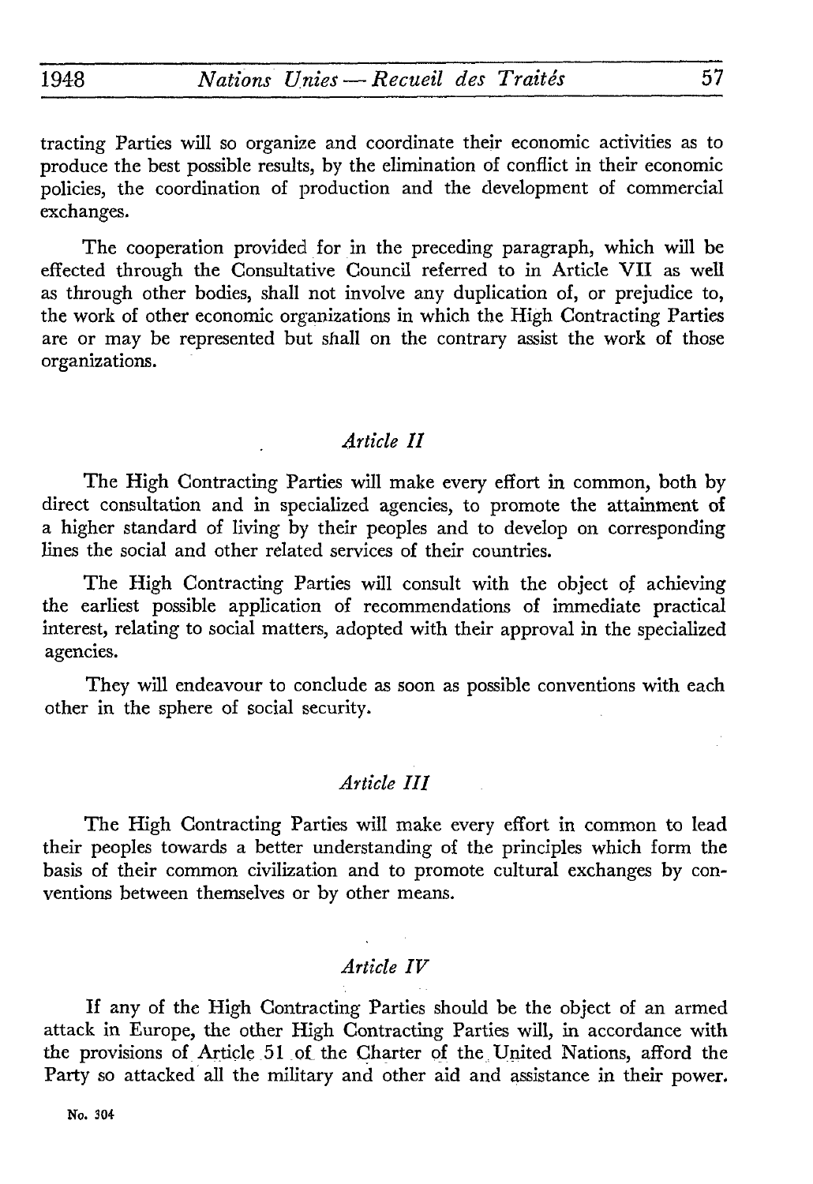tracting Parties will so organize and coordinate their economic activities as to produce the best possible results, by the elimination of conflict in their economic policies, the coordination of production and the development of commercial exchanges.

The cooperation provided for in the preceding paragraph, which will be effected through the Consultative Council referred to in Article VII as well as through other bodies, shall not involve any duplication of, or prejudice to, the work of other economic organizations in which the High Contracting Parties are or may be represented but shall on the contrary assist the work of those organizations.

### *Article II*

The High Contracting Parties will make every effort in common, both by direct consultation and in specialized agencies, to promote the attainment of a higher standard of living by their peoples and to develop on corresponding lines the social and other related services of their countries.

The High Contracting Parties will consult with the object of achieving the earliest possible application of recommendations of immediate practical interest, relating to social matters, adopted with their approval in the specialized agencies.

They will endeavour to conclude as soon as possible conventions with each other in the sphere of social security.

### *Article III*

The High Contracting Parties will make every effort in common to lead their peoples towards a better understanding of the principles which form the basis of their common civilization and to promote cultural exchanges by conventions between themselves or by other means.

### *Article IV*

If any of the High Contracting Parties should be the object of an armed attack in Europe, the other High Contracting Parties will, in accordance with the provisions of Article 51 of the Charter of the United Nations, afford the Party so attacked all the military and other aid and assistance in their power.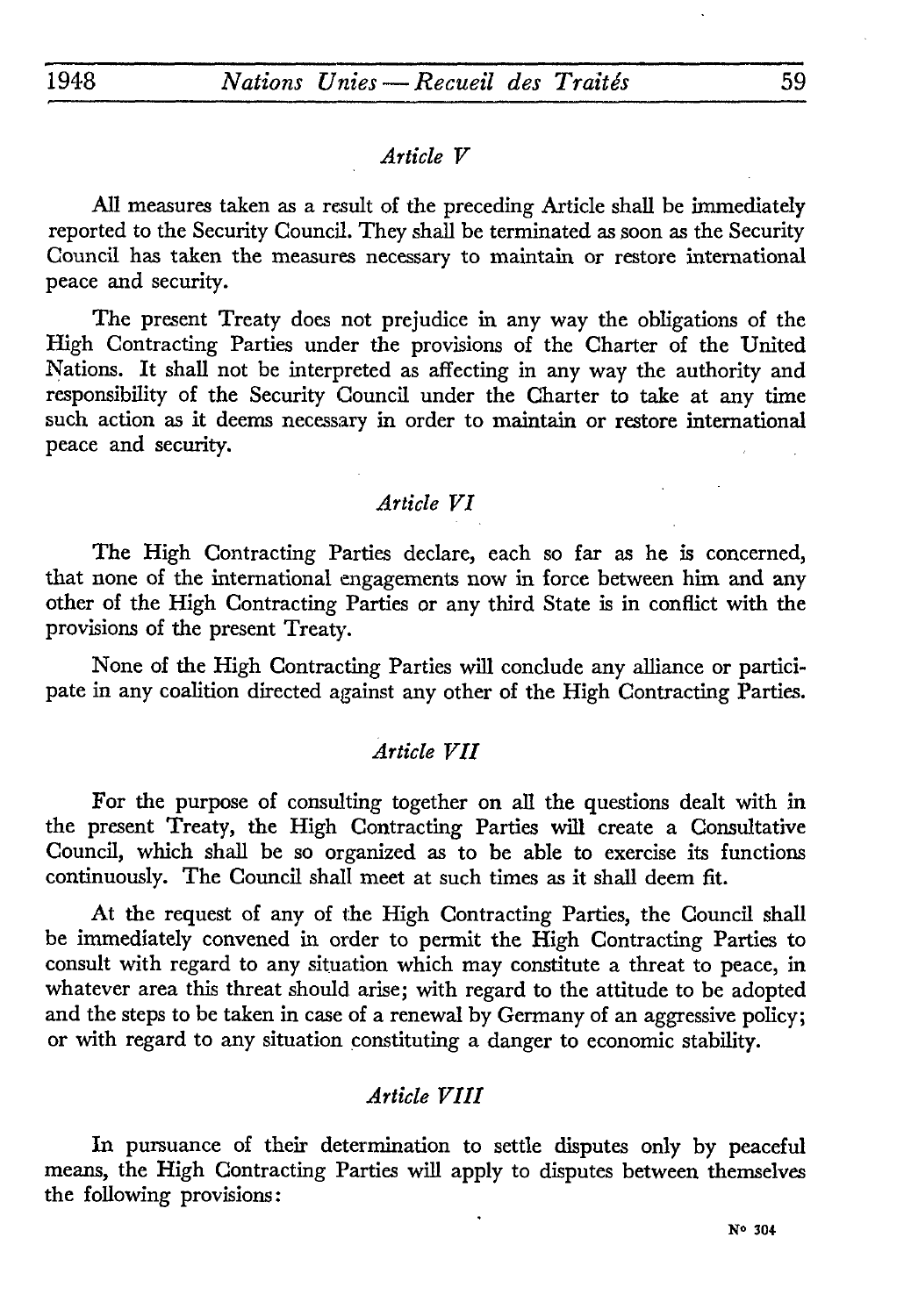### *Article V*

All measures taken as a result of the preceding Article shall be immediately reported to the Security Council. They shall be terminated as soon as the Security Council has taken the measures necessary to maintain or restore international peace and security.

The present Treaty does not prejudice in any way the obligations of the High Contracting Parties under the provisions of the Charter of the United Nations. It shall not be interpreted as affecting in any way the authority and responsibility of the Security Council under the Charter to take at any time such action as it deems necessary in order to maintain or restore international peace and security.

### *Article VI*

The High Contracting Parties declare, each so far as he is concerned, that none of the international engagements now in force between him and any other of the High Contracting Parties or any third State is in conflict with the provisions of the present Treaty.

None of the High Contracting Parties will conclude any alliance or participate in any coalition directed against any other of the High Contracting Parties.

### *Article VII*

For the purpose of consulting together on all the questions dealt with in the present Treaty, the High Contracting Parties will create a Consultative Council, which shall be so organized as to be able to exercise its functions continuously. The Council shall meet at such times as it shall deem fit.

At the request of any of the High Contracting Parties, the Council shall be immediately convened in order to permit the High Contracting Parties to consult with regard to any situation which may constitute a threat to peace, in whatever area this threat should arise; with regard to the attitude to be adopted and the steps to be taken in case of a renewal by Germany of an aggressive policy; or with regard to any situation constituting a danger to economic stability.

### *Article VIII*

In pursuance of their determination to settle disputes only by peaceful means, the High Contracting Parties will apply to disputes between themselves the following provisions: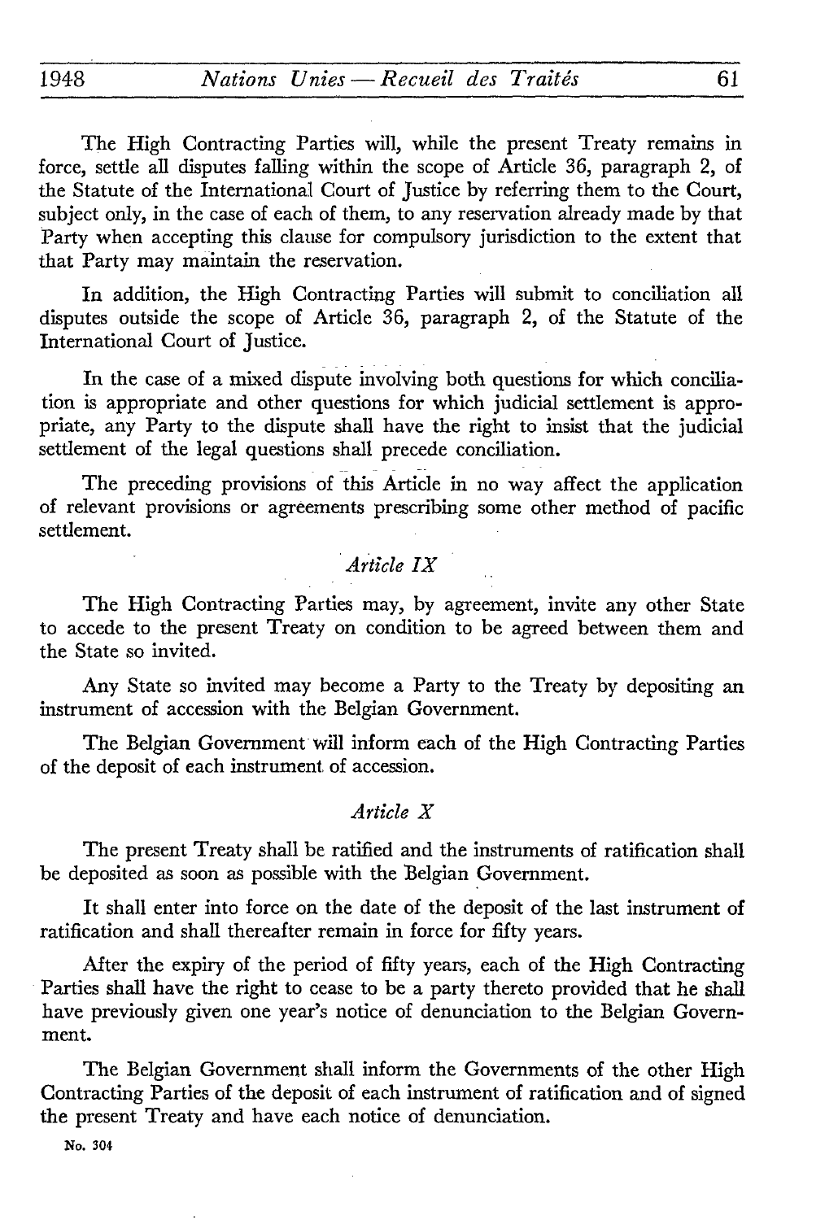The High Contracting Parties will, while the present Treaty remains in force, settle all disputes falling within the scope of Article 36, paragraph 2, of the Statute of the International Court of Justice by referring them to the Court, subject only, in the case of each of them, to any reservation already made by that Party when accepting this clause for compulsory jurisdiction to the extent that that Party may maintain the reservation.

In addition, the High Contracting Parties will submit to conciliation all disputes outside the scope of Article 36, paragraph 2, of the Statute of the International Court of Justice.

In the case of a mixed dispute involving both questions for which conciliation is appropriate and other questions for which judicial settlement is appropriate, any Party to the dispute shall have the right to insist that the judicial settlement of the legal questions shall precede conciliation.

The preceding provisions of this Article in no way affect the application of relevant provisions or agreements prescribing some other method of pacific settlement.

*Article IX*

The High Contracting Parties may, by agreement, invite any other State to accede to the present Treaty on condition to be agreed between them and the State so invited.

Any State so invited may become a Party to the Treaty by depositing an instrument of accession with the Belgian Government.

The Belgian Government will inform each of the High Contracting Parties of the deposit of each instrument of accession.

*Article X*

The present Treaty shall be ratified and the instruments of ratification shall be deposited as soon as possible with the Belgian Government.

It shall enter into force on the date of the deposit of the last instrument of ratification and shall thereafter remain in force for fifty years.

After the expiry of the period of fifty years, each of the High Contracting Parties shall have the right to cease to be a party thereto provided that he shall have previously given one year's notice of denunciation to the Belgian Government.

The Belgian Government shall inform the Governments of the other High Contracting Parties of the deposit of each instrument of ratification and of signed the present Treaty and have each notice of denunciation.

No. 304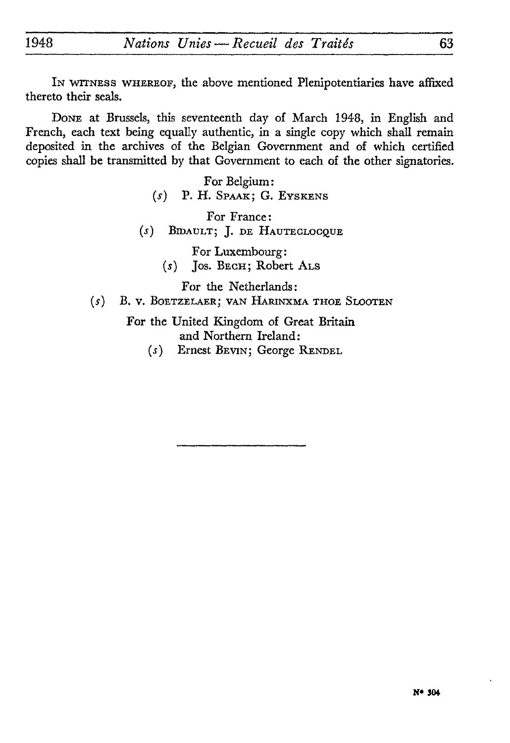IN WITNESS WHEREOF, the above mentioned Plenipotentiaries have affixed thereto their seals.

DONE at Brussels, this seventeenth day of March 1948, in English and French, each text being equally authentic, in a single copy which shall remain deposited in the archives of the Belgian Government and of which certified copies shall be transmitted by that Government to each of the other signatories.

For Belgium:
(*s*) P. H. SPAAK; G. EYSKENS

For France:
(*s*) BIDAULT; J. DE HAUTECLOCQUE

For Luxembourg:
(*s*) Jos. BECH; Robert ALS

For the Netherlands:
(*s*) B. v. BOETZELAER; VAN HARINXMA THOE SLOOTEN

For the United Kingdom of Great Britain and Northern Ireland:
(*s*) Ernest BEVIN; George RENDEL

N° 304